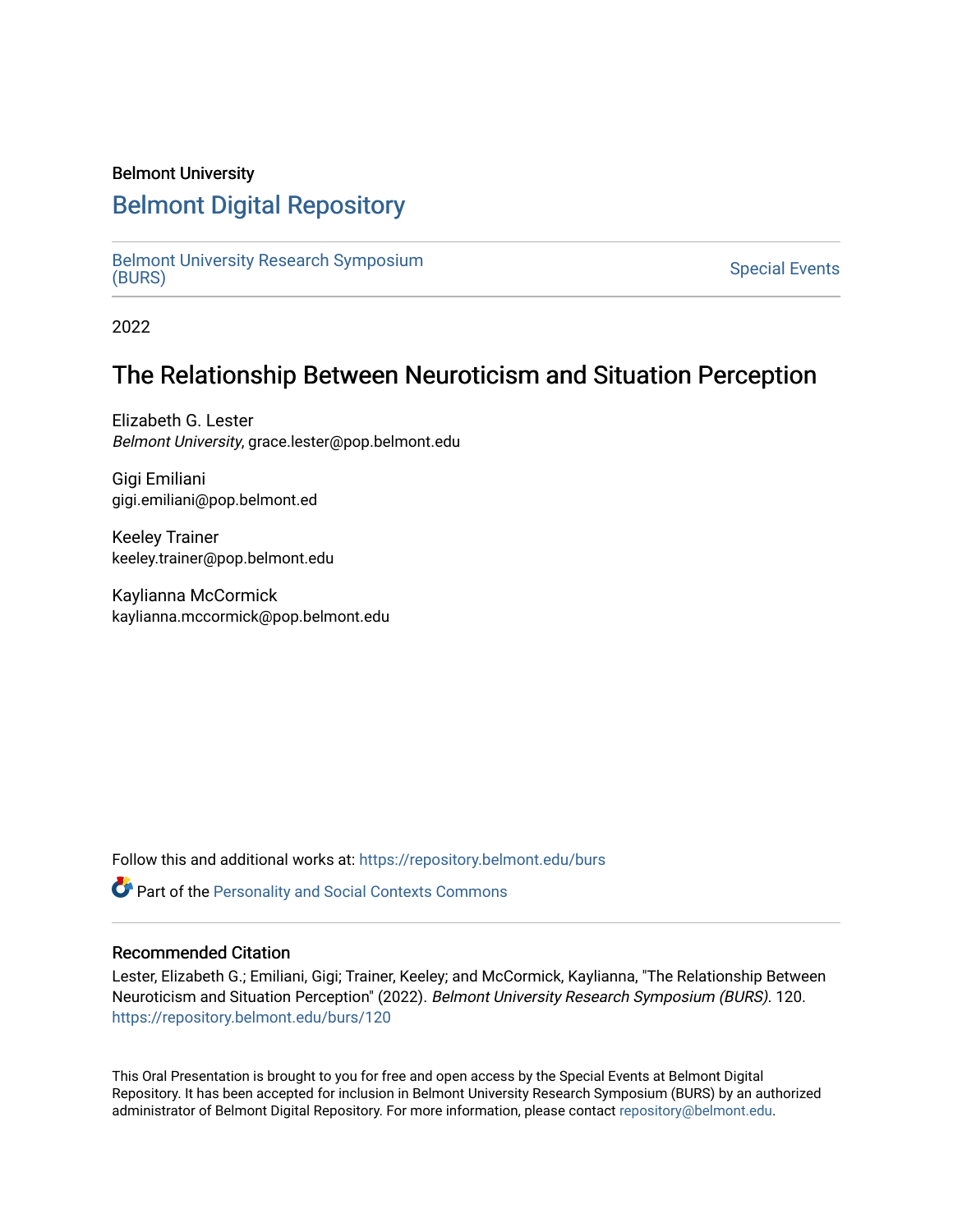Belmont University

# Belmont Digital Repository

Belmont University Research Symposium (BURS)

Special Events

2022

## The Relationship Between Neuroticism and Situation Perception

Elizabeth G. Lester
*Belmont University*, grace.lester@pop.belmont.edu

Gigi Emiliani
gigi.emiliani@pop.belmont.ed

Keeley Trainer
keeley.trainer@pop.belmont.edu

Kaylianna McCormick
kaylianna.mccormick@pop.belmont.edu

Follow this and additional works at: https://repository.belmont.edu/burs

Part of the Personality and Social Contexts Commons

### Recommended Citation

Lester, Elizabeth G.; Emiliani, Gigi; Trainer, Keeley; and McCormick, Kaylianna, "The Relationship Between Neuroticism and Situation Perception" (2022). *Belmont University Research Symposium (BURS)*. 120.
https://repository.belmont.edu/burs/120

This Oral Presentation is brought to you for free and open access by the Special Events at Belmont Digital Repository. It has been accepted for inclusion in Belmont University Research Symposium (BURS) by an authorized administrator of Belmont Digital Repository. For more information, please contact repository@belmont.edu.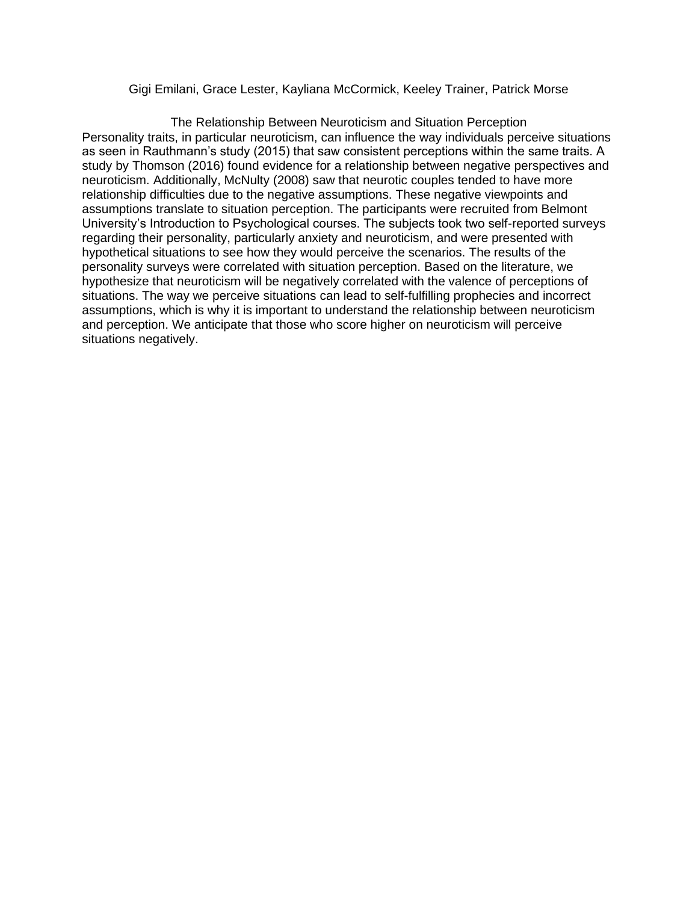Gigi Emilani, Grace Lester, Kayliana McCormick, Keeley Trainer, Patrick Morse

# The Relationship Between Neuroticism and Situation Perception

Personality traits, in particular neuroticism, can influence the way individuals perceive situations as seen in Rauthmann's study (2015) that saw consistent perceptions within the same traits. A study by Thomson (2016) found evidence for a relationship between negative perspectives and neuroticism. Additionally, McNulty (2008) saw that neurotic couples tended to have more relationship difficulties due to the negative assumptions. These negative viewpoints and assumptions translate to situation perception. The participants were recruited from Belmont University's Introduction to Psychological courses. The subjects took two self-reported surveys regarding their personality, particularly anxiety and neuroticism, and were presented with hypothetical situations to see how they would perceive the scenarios. The results of the personality surveys were correlated with situation perception. Based on the literature, we hypothesize that neuroticism will be negatively correlated with the valence of perceptions of situations. The way we perceive situations can lead to self-fulfilling prophecies and incorrect assumptions, which is why it is important to understand the relationship between neuroticism and perception. We anticipate that those who score higher on neuroticism will perceive situations negatively.